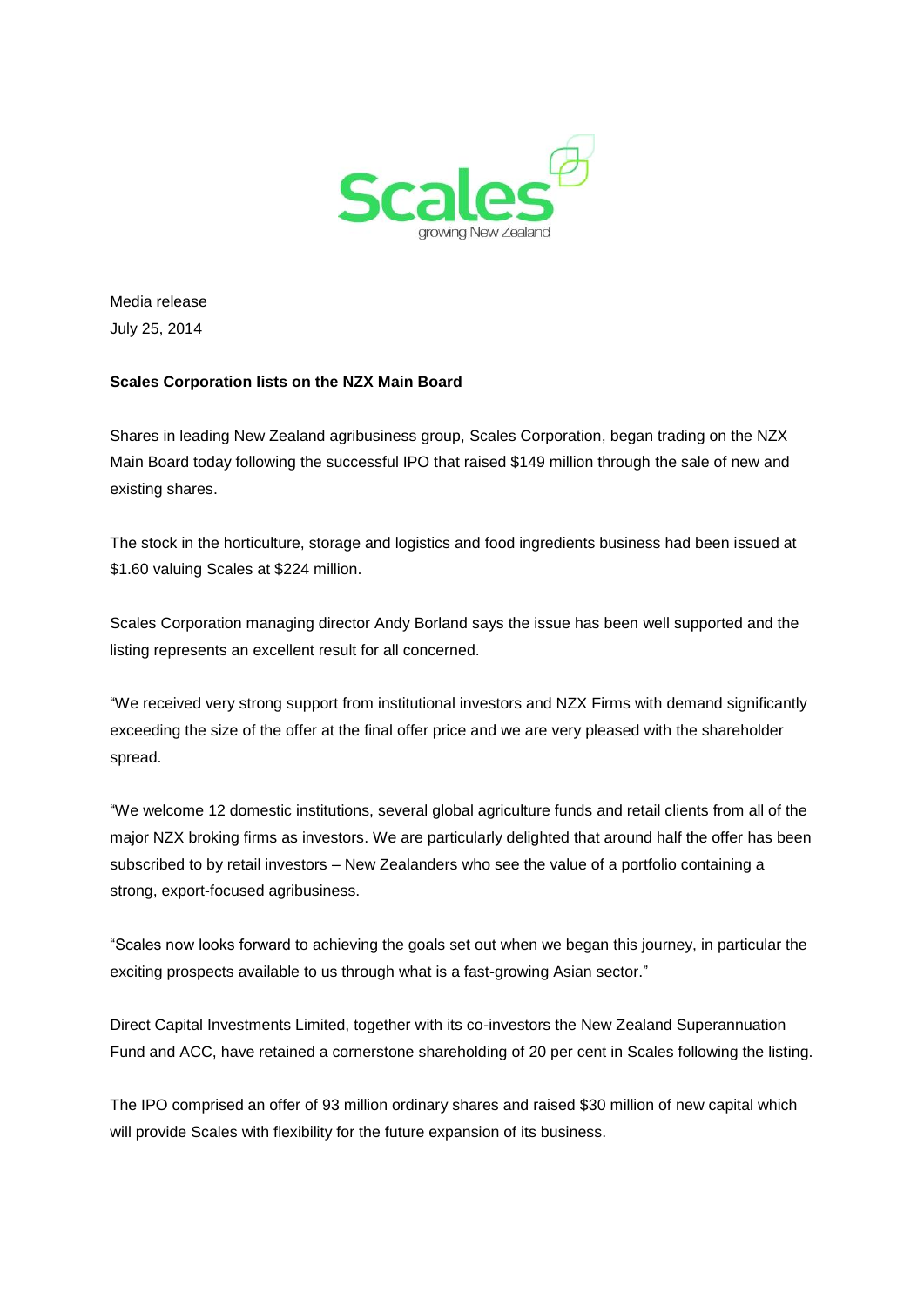Scales

growing New Zealand

Media release
July 25, 2014

**Scales Corporation lists on the NZX Main Board**

Shares in leading New Zealand agribusiness group, Scales Corporation, began trading on the NZX Main Board today following the successful IPO that raised $149 million through the sale of new and existing shares.

The stock in the horticulture, storage and logistics and food ingredients business had been issued at $1.60 valuing Scales at $224 million.

Scales Corporation managing director Andy Borland says the issue has been well supported and the listing represents an excellent result for all concerned.

"We received very strong support from institutional investors and NZX Firms with demand significantly exceeding the size of the offer at the final offer price and we are very pleased with the shareholder spread.

"We welcome 12 domestic institutions, several global agriculture funds and retail clients from all of the major NZX broking firms as investors. We are particularly delighted that around half the offer has been subscribed to by retail investors – New Zealanders who see the value of a portfolio containing a strong, export-focused agribusiness.

"Scales now looks forward to achieving the goals set out when we began this journey, in particular the exciting prospects available to us through what is a fast-growing Asian sector."

Direct Capital Investments Limited, together with its co-investors the New Zealand Superannuation Fund and ACC, have retained a cornerstone shareholding of 20 per cent in Scales following the listing.

The IPO comprised an offer of 93 million ordinary shares and raised $30 million of new capital which will provide Scales with flexibility for the future expansion of its business.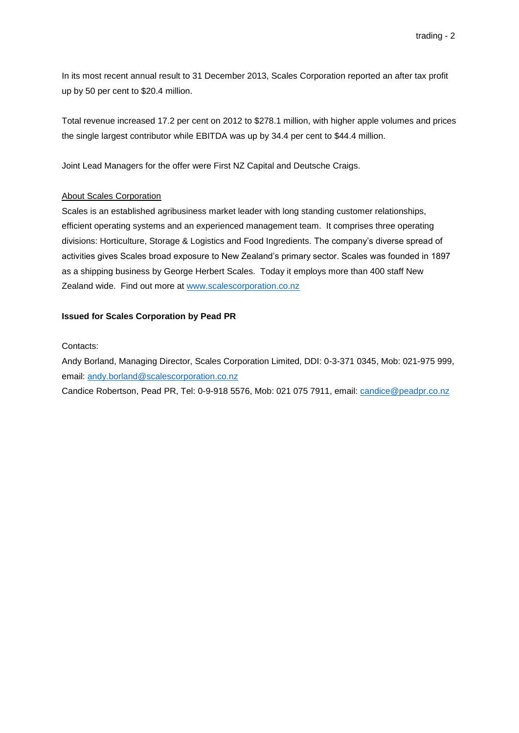In its most recent annual result to 31 December 2013, Scales Corporation reported an after tax profit up by 50 per cent to $20.4 million.

Total revenue increased 17.2 per cent on 2012 to $278.1 million, with higher apple volumes and prices the single largest contributor while EBITDA was up by 34.4 per cent to $44.4 million.

Joint Lead Managers for the offer were First NZ Capital and Deutsche Craigs.

About Scales Corporation

Scales is an established agribusiness market leader with long standing customer relationships, efficient operating systems and an experienced management team. It comprises three operating divisions: Horticulture, Storage & Logistics and Food Ingredients. The company's diverse spread of activities gives Scales broad exposure to New Zealand's primary sector. Scales was founded in 1897 as a shipping business by George Herbert Scales. Today it employs more than 400 staff New Zealand wide. Find out more at www.scalescorporation.co.nz

**Issued for Scales Corporation by Pead PR**

Contacts:

Andy Borland, Managing Director, Scales Corporation Limited, DDI: 0-3-371 0345, Mob: 021-975 999, email: andy.borland@scalescorporation.co.nz

Candice Robertson, Pead PR, Tel: 0-9-918 5576, Mob: 021 075 7911, email: candice@peadpr.co.nz